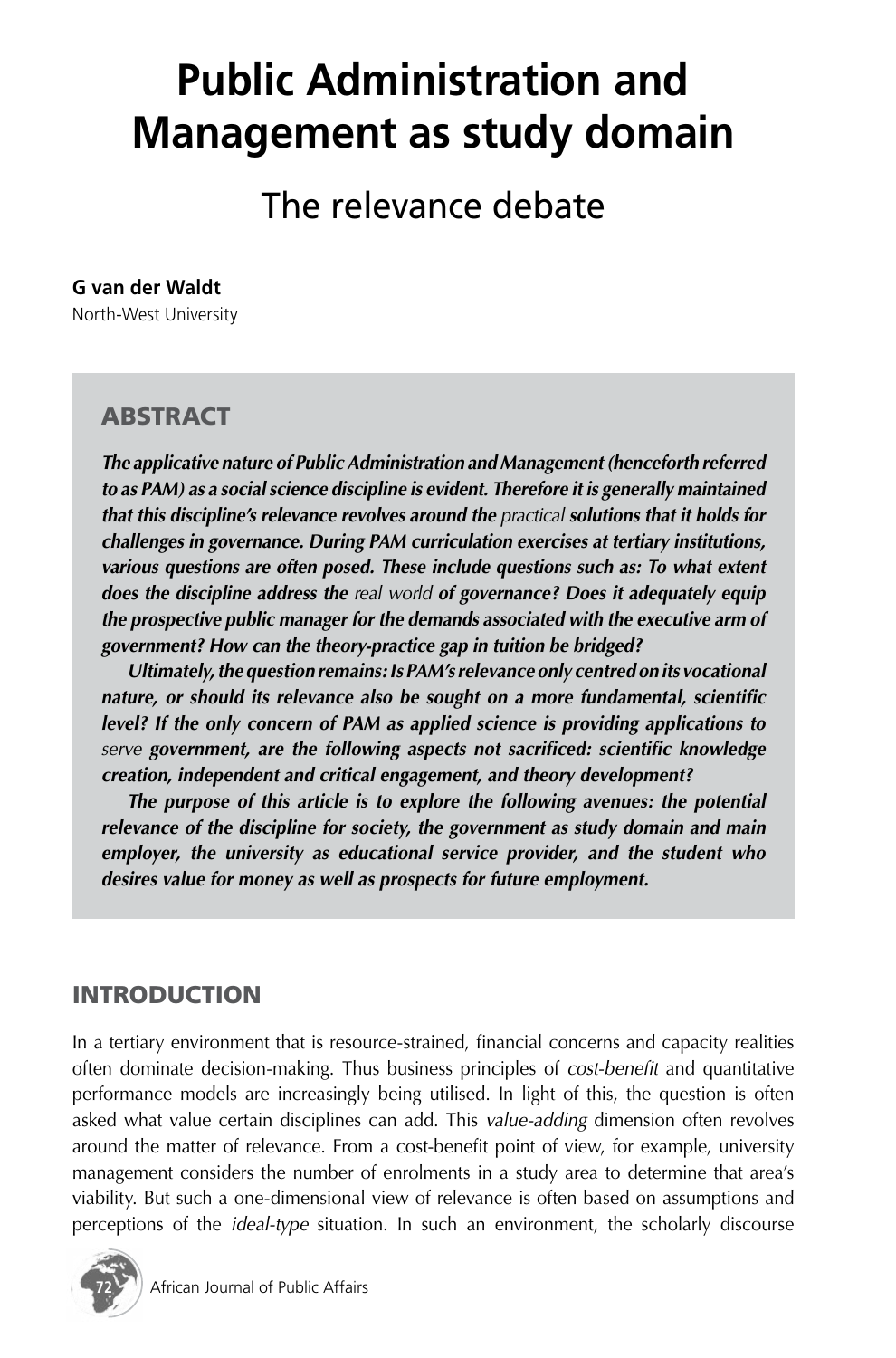# Public Administration and Management as study domain

## The relevance debate

**G van der Waldt**
North-West University

### ABSTRACT

***The applicative nature of Public Administration and Management (henceforth referred to as PAM) as a social science discipline is evident. Therefore it is generally maintained that this discipline's relevance revolves around the*** *practical* ***solutions that it holds for challenges in governance. During PAM curriculation exercises at tertiary institutions, various questions are often posed. These include questions such as: To what extent does the discipline address the*** *real world* ***of governance? Does it adequately equip the prospective public manager for the demands associated with the executive arm of government? How can the theory-practice gap in tuition be bridged?***

***Ultimately, the question remains: Is PAM's relevance only centred on its vocational nature, or should its relevance also be sought on a more fundamental, scientific level? If the only concern of PAM as applied science is providing applications to*** *serve* ***government, are the following aspects not sacrificed: scientific knowledge creation, independent and critical engagement, and theory development?***

***The purpose of this article is to explore the following avenues: the potential relevance of the discipline for society, the government as study domain and main employer, the university as educational service provider, and the student who desires value for money as well as prospects for future employment.***

### INTRODUCTION

In a tertiary environment that is resource-strained, financial concerns and capacity realities often dominate decision-making. Thus business principles of *cost-benefit* and quantitative performance models are increasingly being utilised. In light of this, the question is often asked what value certain disciplines can add. This *value-adding* dimension often revolves around the matter of relevance. From a cost-benefit point of view, for example, university management considers the number of enrolments in a study area to determine that area's viability. But such a one-dimensional view of relevance is often based on assumptions and perceptions of the *ideal-type* situation. In such an environment, the scholarly discourse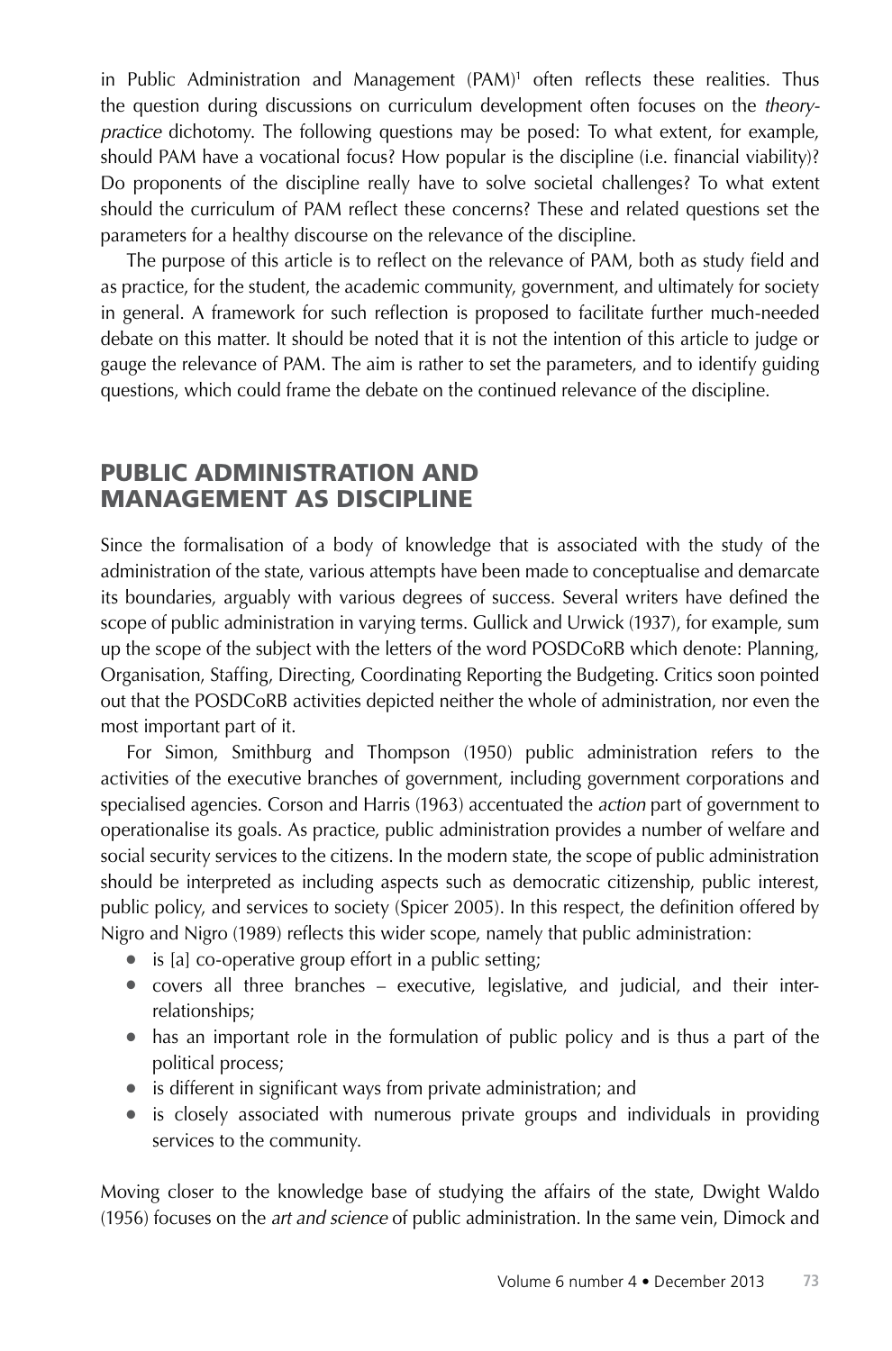in Public Administration and Management (PAM)[1] often reflects these realities. Thus the question during discussions on curriculum development often focuses on the *theory-practice* dichotomy. The following questions may be posed: To what extent, for example, should PAM have a vocational focus? How popular is the discipline (i.e. financial viability)? Do proponents of the discipline really have to solve societal challenges? To what extent should the curriculum of PAM reflect these concerns? These and related questions set the parameters for a healthy discourse on the relevance of the discipline.

The purpose of this article is to reflect on the relevance of PAM, both as study field and as practice, for the student, the academic community, government, and ultimately for society in general. A framework for such reflection is proposed to facilitate further much-needed debate on this matter. It should be noted that it is not the intention of this article to judge or gauge the relevance of PAM. The aim is rather to set the parameters, and to identify guiding questions, which could frame the debate on the continued relevance of the discipline.

## PUBLIC ADMINISTRATION AND MANAGEMENT AS DISCIPLINE

Since the formalisation of a body of knowledge that is associated with the study of the administration of the state, various attempts have been made to conceptualise and demarcate its boundaries, arguably with various degrees of success. Several writers have defined the scope of public administration in varying terms. Gullick and Urwick (1937), for example, sum up the scope of the subject with the letters of the word POSDCoRB which denote: Planning, Organisation, Staffing, Directing, Coordinating Reporting the Budgeting. Critics soon pointed out that the POSDCoRB activities depicted neither the whole of administration, nor even the most important part of it.

For Simon, Smithburg and Thompson (1950) public administration refers to the activities of the executive branches of government, including government corporations and specialised agencies. Corson and Harris (1963) accentuated the *action* part of government to operationalise its goals. As practice, public administration provides a number of welfare and social security services to the citizens. In the modern state, the scope of public administration should be interpreted as including aspects such as democratic citizenship, public interest, public policy, and services to society (Spicer 2005). In this respect, the definition offered by Nigro and Nigro (1989) reflects this wider scope, namely that public administration:

- is [a] co-operative group effort in a public setting;
- covers all three branches – executive, legislative, and judicial, and their inter-relationships;
- has an important role in the formulation of public policy and is thus a part of the political process;
- is different in significant ways from private administration; and
- is closely associated with numerous private groups and individuals in providing services to the community.

Moving closer to the knowledge base of studying the affairs of the state, Dwight Waldo (1956) focuses on the *art and science* of public administration. In the same vein, Dimock and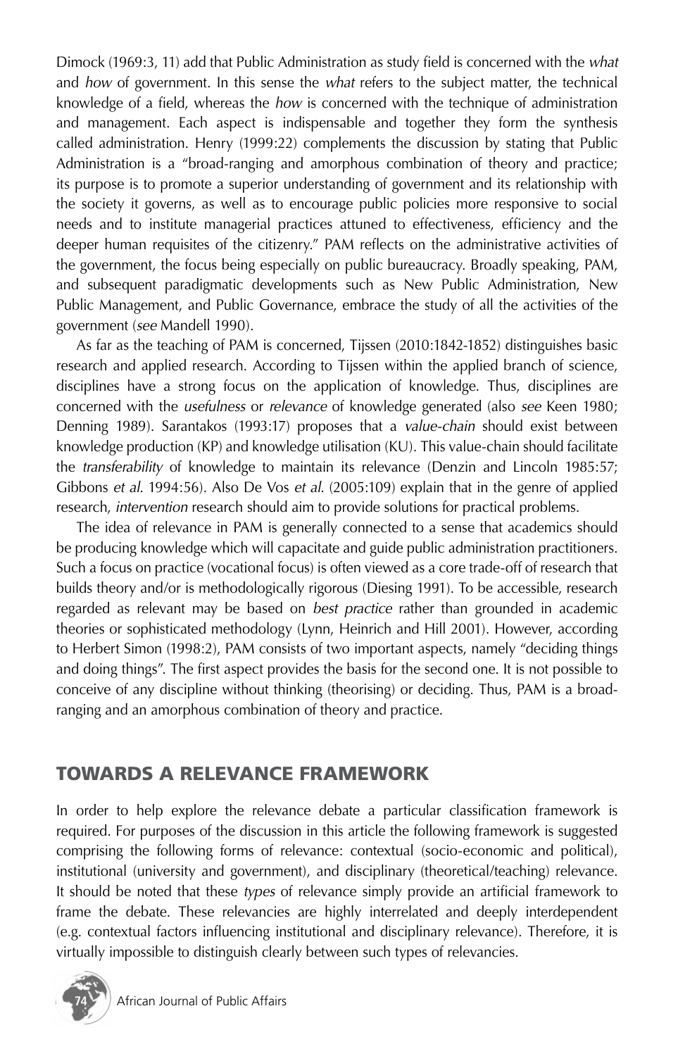Dimock (1969:3, 11) add that Public Administration as study field is concerned with the *what* and *how* of government. In this sense the *what* refers to the subject matter, the technical knowledge of a field, whereas the *how* is concerned with the technique of administration and management. Each aspect is indispensable and together they form the synthesis called administration. Henry (1999:22) complements the discussion by stating that Public Administration is a "broad-ranging and amorphous combination of theory and practice; its purpose is to promote a superior understanding of government and its relationship with the society it governs, as well as to encourage public policies more responsive to social needs and to institute managerial practices attuned to effectiveness, efficiency and the deeper human requisites of the citizenry." PAM reflects on the administrative activities of the government, the focus being especially on public bureaucracy. Broadly speaking, PAM, and subsequent paradigmatic developments such as New Public Administration, New Public Management, and Public Governance, embrace the study of all the activities of the government (*see* Mandell 1990).

As far as the teaching of PAM is concerned, Tijssen (2010:1842-1852) distinguishes basic research and applied research. According to Tijssen within the applied branch of science, disciplines have a strong focus on the application of knowledge. Thus, disciplines are concerned with the *usefulness* or *relevance* of knowledge generated (also *see* Keen 1980; Denning 1989). Sarantakos (1993:17) proposes that a *value-chain* should exist between knowledge production (KP) and knowledge utilisation (KU). This value-chain should facilitate the *transferability* of knowledge to maintain its relevance (Denzin and Lincoln 1985:57; Gibbons *et al.* 1994:56). Also De Vos *et al.* (2005:109) explain that in the genre of applied research, *intervention* research should aim to provide solutions for practical problems.

The idea of relevance in PAM is generally connected to a sense that academics should be producing knowledge which will capacitate and guide public administration practitioners. Such a focus on practice (vocational focus) is often viewed as a core trade-off of research that builds theory and/or is methodologically rigorous (Diesing 1991). To be accessible, research regarded as relevant may be based on *best practice* rather than grounded in academic theories or sophisticated methodology (Lynn, Heinrich and Hill 2001). However, according to Herbert Simon (1998:2), PAM consists of two important aspects, namely "deciding things and doing things". The first aspect provides the basis for the second one. It is not possible to conceive of any discipline without thinking (theorising) or deciding. Thus, PAM is a broad-ranging and an amorphous combination of theory and practice.

## TOWARDS A RELEVANCE FRAMEWORK

In order to help explore the relevance debate a particular classification framework is required. For purposes of the discussion in this article the following framework is suggested comprising the following forms of relevance: contextual (socio-economic and political), institutional (university and government), and disciplinary (theoretical/teaching) relevance. It should be noted that these *types* of relevance simply provide an artificial framework to frame the debate. These relevancies are highly interrelated and deeply interdependent (e.g. contextual factors influencing institutional and disciplinary relevance). Therefore, it is virtually impossible to distinguish clearly between such types of relevancies.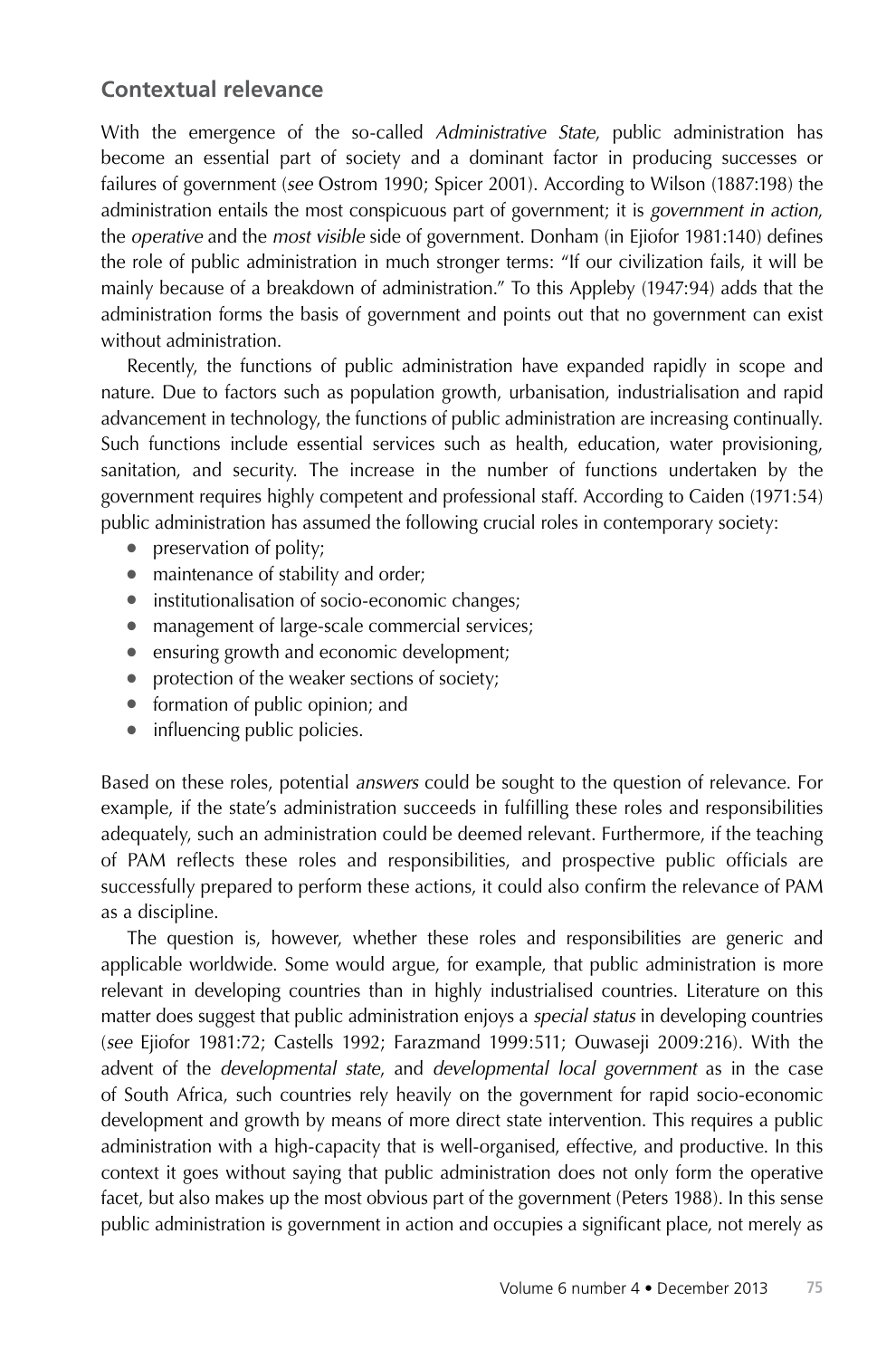## Contextual relevance

With the emergence of the so-called *Administrative State*, public administration has become an essential part of society and a dominant factor in producing successes or failures of government (*see* Ostrom 1990; Spicer 2001). According to Wilson (1887:198) the administration entails the most conspicuous part of government; it is *government in action*, the *operative* and the *most visible* side of government. Donham (in Ejiofor 1981:140) defines the role of public administration in much stronger terms: "If our civilization fails, it will be mainly because of a breakdown of administration." To this Appleby (1947:94) adds that the administration forms the basis of government and points out that no government can exist without administration.

Recently, the functions of public administration have expanded rapidly in scope and nature. Due to factors such as population growth, urbanisation, industrialisation and rapid advancement in technology, the functions of public administration are increasing continually. Such functions include essential services such as health, education, water provisioning, sanitation, and security. The increase in the number of functions undertaken by the government requires highly competent and professional staff. According to Caiden (1971:54) public administration has assumed the following crucial roles in contemporary society:

- preservation of polity;
- maintenance of stability and order;
- institutionalisation of socio-economic changes;
- management of large-scale commercial services;
- ensuring growth and economic development;
- protection of the weaker sections of society;
- formation of public opinion; and
- influencing public policies.

Based on these roles, potential *answers* could be sought to the question of relevance. For example, if the state's administration succeeds in fulfilling these roles and responsibilities adequately, such an administration could be deemed relevant. Furthermore, if the teaching of PAM reflects these roles and responsibilities, and prospective public officials are successfully prepared to perform these actions, it could also confirm the relevance of PAM as a discipline.

The question is, however, whether these roles and responsibilities are generic and applicable worldwide. Some would argue, for example, that public administration is more relevant in developing countries than in highly industrialised countries. Literature on this matter does suggest that public administration enjoys a *special status* in developing countries (*see* Ejiofor 1981:72; Castells 1992; Farazmand 1999:511; Ouwaseji 2009:216). With the advent of the *developmental state*, and *developmental local government* as in the case of South Africa, such countries rely heavily on the government for rapid socio-economic development and growth by means of more direct state intervention. This requires a public administration with a high-capacity that is well-organised, effective, and productive. In this context it goes without saying that public administration does not only form the operative facet, but also makes up the most obvious part of the government (Peters 1988). In this sense public administration is government in action and occupies a significant place, not merely as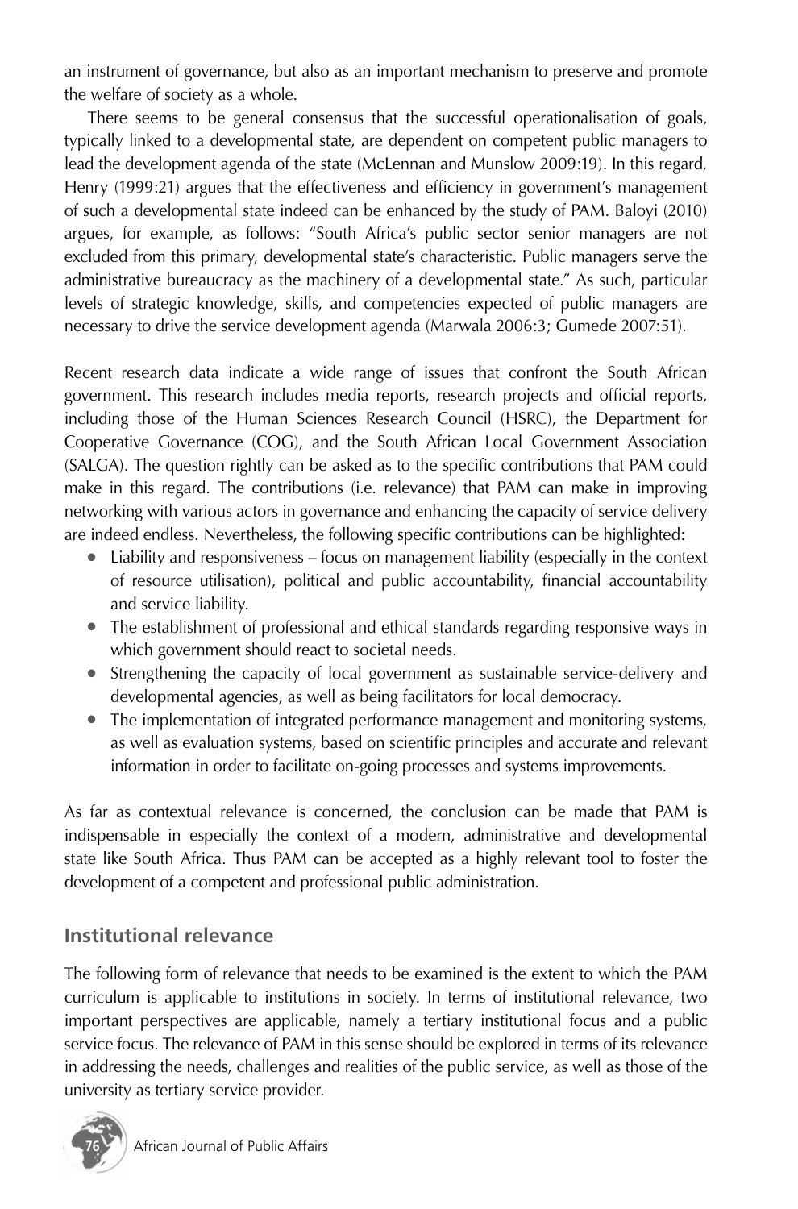an instrument of governance, but also as an important mechanism to preserve and promote the welfare of society as a whole.

There seems to be general consensus that the successful operationalisation of goals, typically linked to a developmental state, are dependent on competent public managers to lead the development agenda of the state (McLennan and Munslow 2009:19). In this regard, Henry (1999:21) argues that the effectiveness and efficiency in government's management of such a developmental state indeed can be enhanced by the study of PAM. Baloyi (2010) argues, for example, as follows: "South Africa's public sector senior managers are not excluded from this primary, developmental state's characteristic. Public managers serve the administrative bureaucracy as the machinery of a developmental state." As such, particular levels of strategic knowledge, skills, and competencies expected of public managers are necessary to drive the service development agenda (Marwala 2006:3; Gumede 2007:51).

Recent research data indicate a wide range of issues that confront the South African government. This research includes media reports, research projects and official reports, including those of the Human Sciences Research Council (HSRC), the Department for Cooperative Governance (COG), and the South African Local Government Association (SALGA). The question rightly can be asked as to the specific contributions that PAM could make in this regard. The contributions (i.e. relevance) that PAM can make in improving networking with various actors in governance and enhancing the capacity of service delivery are indeed endless. Nevertheless, the following specific contributions can be highlighted:

- Liability and responsiveness – focus on management liability (especially in the context of resource utilisation), political and public accountability, financial accountability and service liability.
- The establishment of professional and ethical standards regarding responsive ways in which government should react to societal needs.
- Strengthening the capacity of local government as sustainable service-delivery and developmental agencies, as well as being facilitators for local democracy.
- The implementation of integrated performance management and monitoring systems, as well as evaluation systems, based on scientific principles and accurate and relevant information in order to facilitate on-going processes and systems improvements.

As far as contextual relevance is concerned, the conclusion can be made that PAM is indispensable in especially the context of a modern, administrative and developmental state like South Africa. Thus PAM can be accepted as a highly relevant tool to foster the development of a competent and professional public administration.

## Institutional relevance

The following form of relevance that needs to be examined is the extent to which the PAM curriculum is applicable to institutions in society. In terms of institutional relevance, two important perspectives are applicable, namely a tertiary institutional focus and a public service focus. The relevance of PAM in this sense should be explored in terms of its relevance in addressing the needs, challenges and realities of the public service, as well as those of the university as tertiary service provider.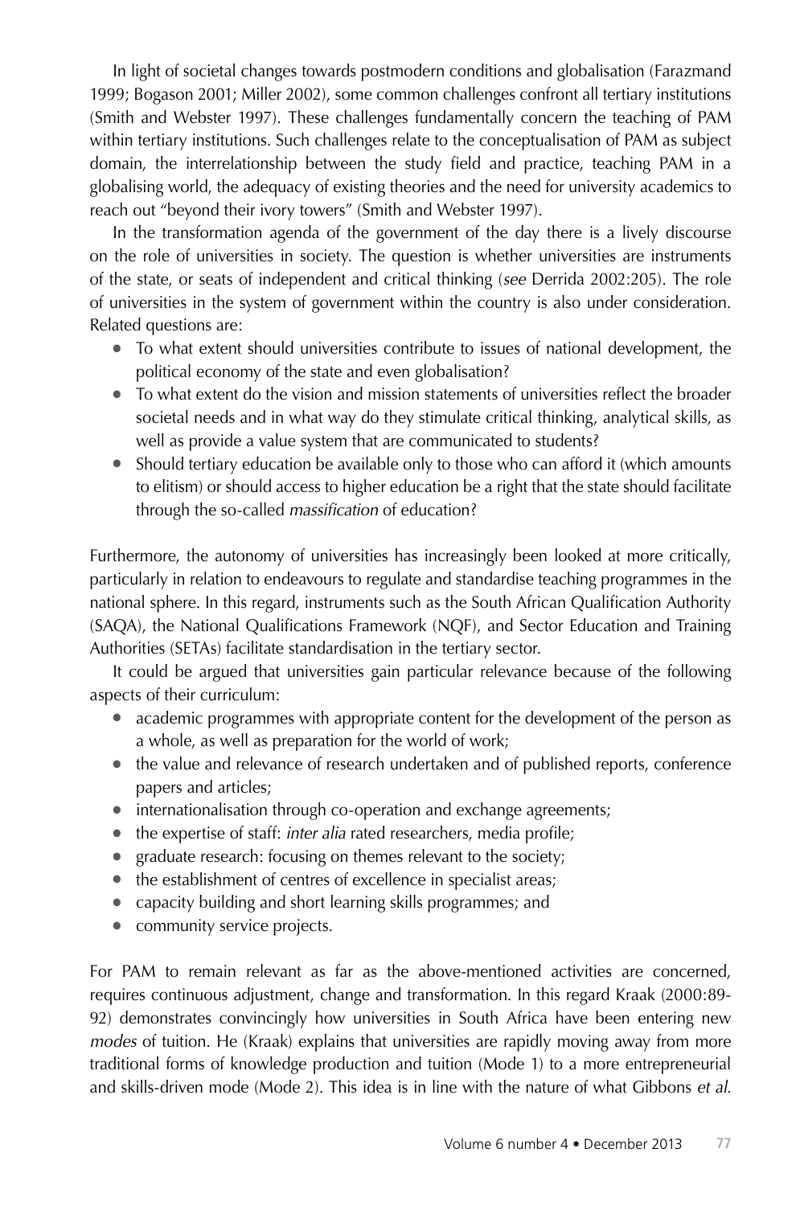In light of societal changes towards postmodern conditions and globalisation (Farazmand 1999; Bogason 2001; Miller 2002), some common challenges confront all tertiary institutions (Smith and Webster 1997). These challenges fundamentally concern the teaching of PAM within tertiary institutions. Such challenges relate to the conceptualisation of PAM as subject domain, the interrelationship between the study field and practice, teaching PAM in a globalising world, the adequacy of existing theories and the need for university academics to reach out "beyond their ivory towers" (Smith and Webster 1997).

In the transformation agenda of the government of the day there is a lively discourse on the role of universities in society. The question is whether universities are instruments of the state, or seats of independent and critical thinking (*see* Derrida 2002:205). The role of universities in the system of government within the country is also under consideration. Related questions are:

- To what extent should universities contribute to issues of national development, the political economy of the state and even globalisation?
- To what extent do the vision and mission statements of universities reflect the broader societal needs and in what way do they stimulate critical thinking, analytical skills, as well as provide a value system that are communicated to students?
- Should tertiary education be available only to those who can afford it (which amounts to elitism) or should access to higher education be a right that the state should facilitate through the so-called *massification* of education?

Furthermore, the autonomy of universities has increasingly been looked at more critically, particularly in relation to endeavours to regulate and standardise teaching programmes in the national sphere. In this regard, instruments such as the South African Qualification Authority (SAQA), the National Qualifications Framework (NQF), and Sector Education and Training Authorities (SETAs) facilitate standardisation in the tertiary sector.

It could be argued that universities gain particular relevance because of the following aspects of their curriculum:

- academic programmes with appropriate content for the development of the person as a whole, as well as preparation for the world of work;
- the value and relevance of research undertaken and of published reports, conference papers and articles;
- internationalisation through co-operation and exchange agreements;
- the expertise of staff: *inter alia* rated researchers, media profile;
- graduate research: focusing on themes relevant to the society;
- the establishment of centres of excellence in specialist areas;
- capacity building and short learning skills programmes; and
- community service projects.

For PAM to remain relevant as far as the above-mentioned activities are concerned, requires continuous adjustment, change and transformation. In this regard Kraak (2000:89-92) demonstrates convincingly how universities in South Africa have been entering new *modes* of tuition. He (Kraak) explains that universities are rapidly moving away from more traditional forms of knowledge production and tuition (Mode 1) to a more entrepreneurial and skills-driven mode (Mode 2). This idea is in line with the nature of what Gibbons *et al.*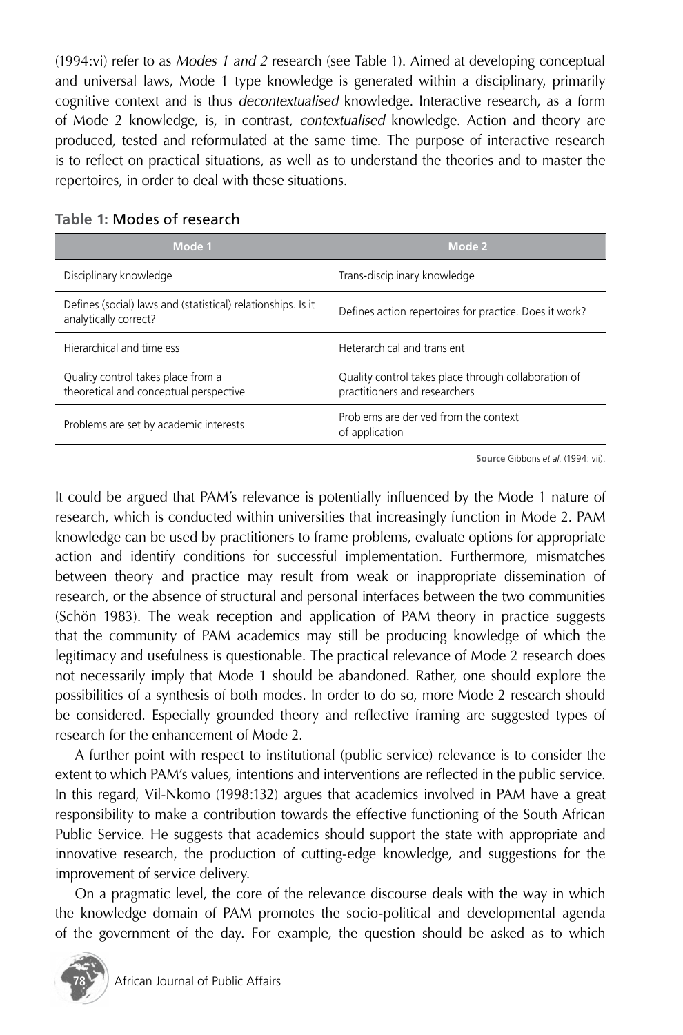(1994:vi) refer to as *Modes 1 and 2* research (see Table 1). Aimed at developing conceptual and universal laws, Mode 1 type knowledge is generated within a disciplinary, primarily cognitive context and is thus *decontextualised* knowledge. Interactive research, as a form of Mode 2 knowledge, is, in contrast, *contextualised* knowledge. Action and theory are produced, tested and reformulated at the same time. The purpose of interactive research is to reflect on practical situations, as well as to understand the theories and to master the repertoires, in order to deal with these situations.

**Table 1:** Modes of research

| Mode 1 | Mode 2 |
|---|---|
| Disciplinary knowledge | Trans-disciplinary knowledge |
| Defines (social) laws and (statistical) relationships. Is it analytically correct? | Defines action repertoires for practice. Does it work? |
| Hierarchical and timeless | Heterarchical and transient |
| Quality control takes place from a theoretical and conceptual perspective | Quality control takes place through collaboration of practitioners and researchers |
| Problems are set by academic interests | Problems are derived from the context of application |

**Source** Gibbons *et al.* (1994: vii).

It could be argued that PAM's relevance is potentially influenced by the Mode 1 nature of research, which is conducted within universities that increasingly function in Mode 2. PAM knowledge can be used by practitioners to frame problems, evaluate options for appropriate action and identify conditions for successful implementation. Furthermore, mismatches between theory and practice may result from weak or inappropriate dissemination of research, or the absence of structural and personal interfaces between the two communities (Schön 1983). The weak reception and application of PAM theory in practice suggests that the community of PAM academics may still be producing knowledge of which the legitimacy and usefulness is questionable. The practical relevance of Mode 2 research does not necessarily imply that Mode 1 should be abandoned. Rather, one should explore the possibilities of a synthesis of both modes. In order to do so, more Mode 2 research should be considered. Especially grounded theory and reflective framing are suggested types of research for the enhancement of Mode 2.

A further point with respect to institutional (public service) relevance is to consider the extent to which PAM's values, intentions and interventions are reflected in the public service. In this regard, Vil-Nkomo (1998:132) argues that academics involved in PAM have a great responsibility to make a contribution towards the effective functioning of the South African Public Service. He suggests that academics should support the state with appropriate and innovative research, the production of cutting-edge knowledge, and suggestions for the improvement of service delivery.

On a pragmatic level, the core of the relevance discourse deals with the way in which the knowledge domain of PAM promotes the socio-political and developmental agenda of the government of the day. For example, the question should be asked as to which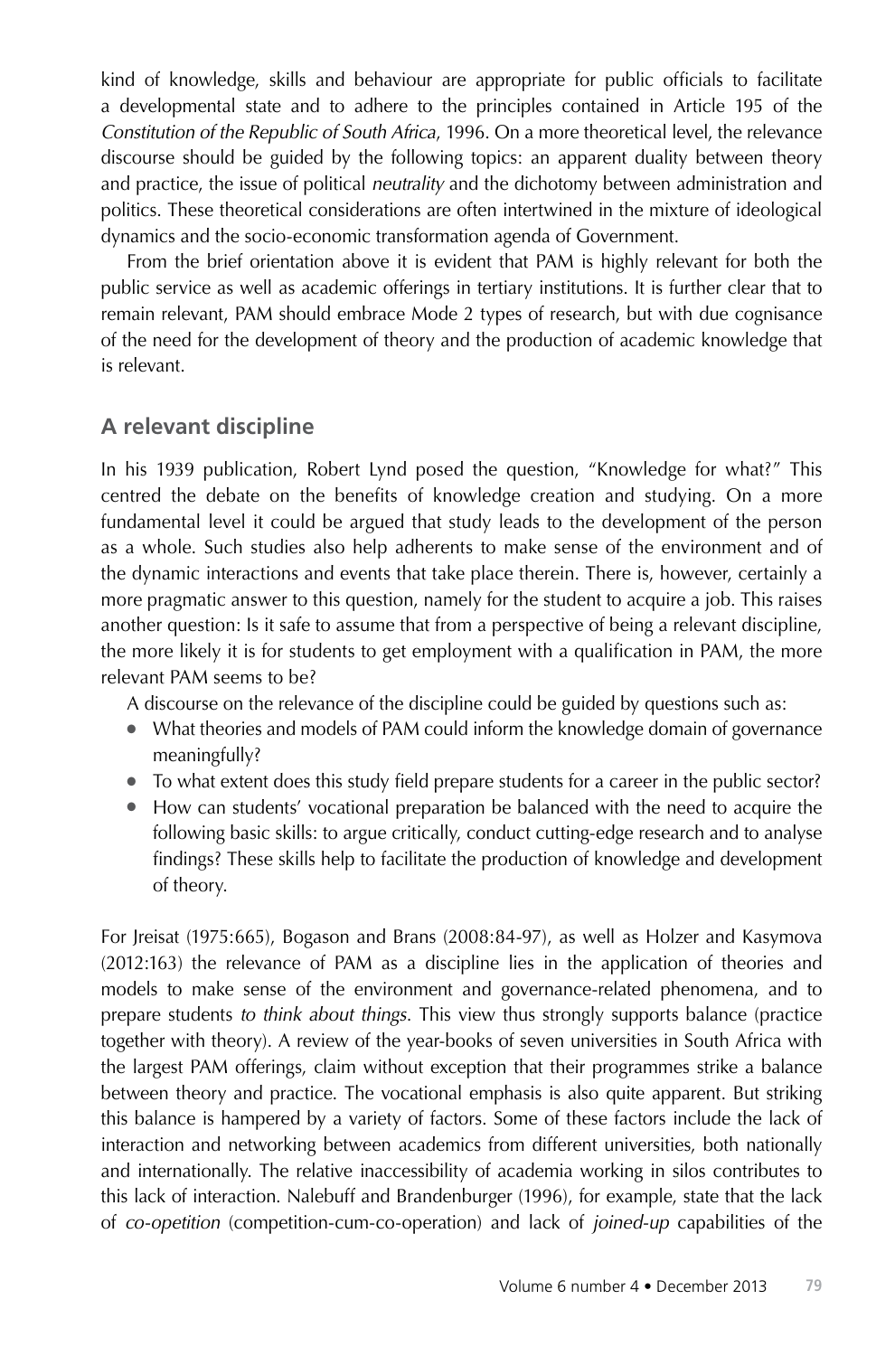kind of knowledge, skills and behaviour are appropriate for public officials to facilitate a developmental state and to adhere to the principles contained in Article 195 of the *Constitution of the Republic of South Africa*, 1996. On a more theoretical level, the relevance discourse should be guided by the following topics: an apparent duality between theory and practice, the issue of political *neutrality* and the dichotomy between administration and politics. These theoretical considerations are often intertwined in the mixture of ideological dynamics and the socio-economic transformation agenda of Government.

From the brief orientation above it is evident that PAM is highly relevant for both the public service as well as academic offerings in tertiary institutions. It is further clear that to remain relevant, PAM should embrace Mode 2 types of research, but with due cognisance of the need for the development of theory and the production of academic knowledge that is relevant.

## A relevant discipline

In his 1939 publication, Robert Lynd posed the question, "Knowledge for what?" This centred the debate on the benefits of knowledge creation and studying. On a more fundamental level it could be argued that study leads to the development of the person as a whole. Such studies also help adherents to make sense of the environment and of the dynamic interactions and events that take place therein. There is, however, certainly a more pragmatic answer to this question, namely for the student to acquire a job. This raises another question: Is it safe to assume that from a perspective of being a relevant discipline, the more likely it is for students to get employment with a qualification in PAM, the more relevant PAM seems to be?

A discourse on the relevance of the discipline could be guided by questions such as:

- What theories and models of PAM could inform the knowledge domain of governance meaningfully?
- To what extent does this study field prepare students for a career in the public sector?
- How can students' vocational preparation be balanced with the need to acquire the following basic skills: to argue critically, conduct cutting-edge research and to analyse findings? These skills help to facilitate the production of knowledge and development of theory.

For Jreisat (1975:665), Bogason and Brans (2008:84-97), as well as Holzer and Kasymova (2012:163) the relevance of PAM as a discipline lies in the application of theories and models to make sense of the environment and governance-related phenomena, and to prepare students *to think about things*. This view thus strongly supports balance (practice together with theory). A review of the year-books of seven universities in South Africa with the largest PAM offerings, claim without exception that their programmes strike a balance between theory and practice. The vocational emphasis is also quite apparent. But striking this balance is hampered by a variety of factors. Some of these factors include the lack of interaction and networking between academics from different universities, both nationally and internationally. The relative inaccessibility of academia working in silos contributes to this lack of interaction. Nalebuff and Brandenburger (1996), for example, state that the lack of *co-opetition* (competition-cum-co-operation) and lack of *joined-up* capabilities of the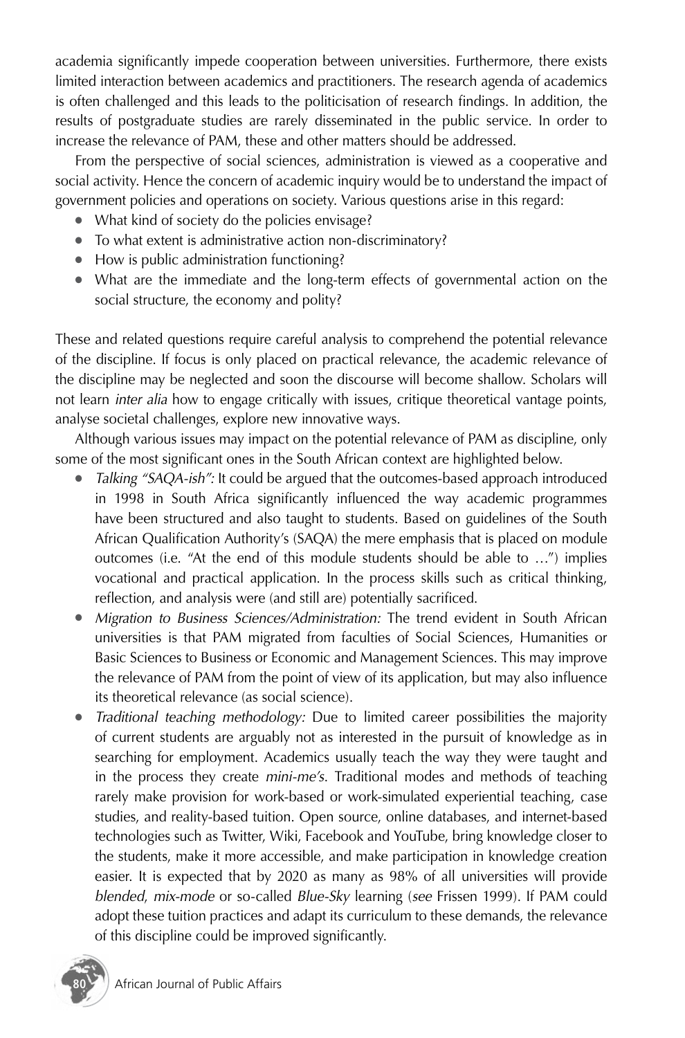academia significantly impede cooperation between universities. Furthermore, there exists limited interaction between academics and practitioners. The research agenda of academics is often challenged and this leads to the politicisation of research findings. In addition, the results of postgraduate studies are rarely disseminated in the public service. In order to increase the relevance of PAM, these and other matters should be addressed.

From the perspective of social sciences, administration is viewed as a cooperative and social activity. Hence the concern of academic inquiry would be to understand the impact of government policies and operations on society. Various questions arise in this regard:

- What kind of society do the policies envisage?
- To what extent is administrative action non-discriminatory?
- How is public administration functioning?
- What are the immediate and the long-term effects of governmental action on the social structure, the economy and polity?

These and related questions require careful analysis to comprehend the potential relevance of the discipline. If focus is only placed on practical relevance, the academic relevance of the discipline may be neglected and soon the discourse will become shallow. Scholars will not learn *inter alia* how to engage critically with issues, critique theoretical vantage points, analyse societal challenges, explore new innovative ways.

Although various issues may impact on the potential relevance of PAM as discipline, only some of the most significant ones in the South African context are highlighted below.

- *Talking "SAQA-ish":* It could be argued that the outcomes-based approach introduced in 1998 in South Africa significantly influenced the way academic programmes have been structured and also taught to students. Based on guidelines of the South African Qualification Authority's (SAQA) the mere emphasis that is placed on module outcomes (i.e. "At the end of this module students should be able to …") implies vocational and practical application. In the process skills such as critical thinking, reflection, and analysis were (and still are) potentially sacrificed.
- *Migration to Business Sciences/Administration:* The trend evident in South African universities is that PAM migrated from faculties of Social Sciences, Humanities or Basic Sciences to Business or Economic and Management Sciences. This may improve the relevance of PAM from the point of view of its application, but may also influence its theoretical relevance (as social science).
- *Traditional teaching methodology:* Due to limited career possibilities the majority of current students are arguably not as interested in the pursuit of knowledge as in searching for employment. Academics usually teach the way they were taught and in the process they create *mini-me's*. Traditional modes and methods of teaching rarely make provision for work-based or work-simulated experiential teaching, case studies, and reality-based tuition. Open source, online databases, and internet-based technologies such as Twitter, Wiki, Facebook and YouTube, bring knowledge closer to the students, make it more accessible, and make participation in knowledge creation easier. It is expected that by 2020 as many as 98% of all universities will provide *blended, mix-mode* or so-called *Blue-Sky* learning (*see* Frissen 1999). If PAM could adopt these tuition practices and adapt its curriculum to these demands, the relevance of this discipline could be improved significantly.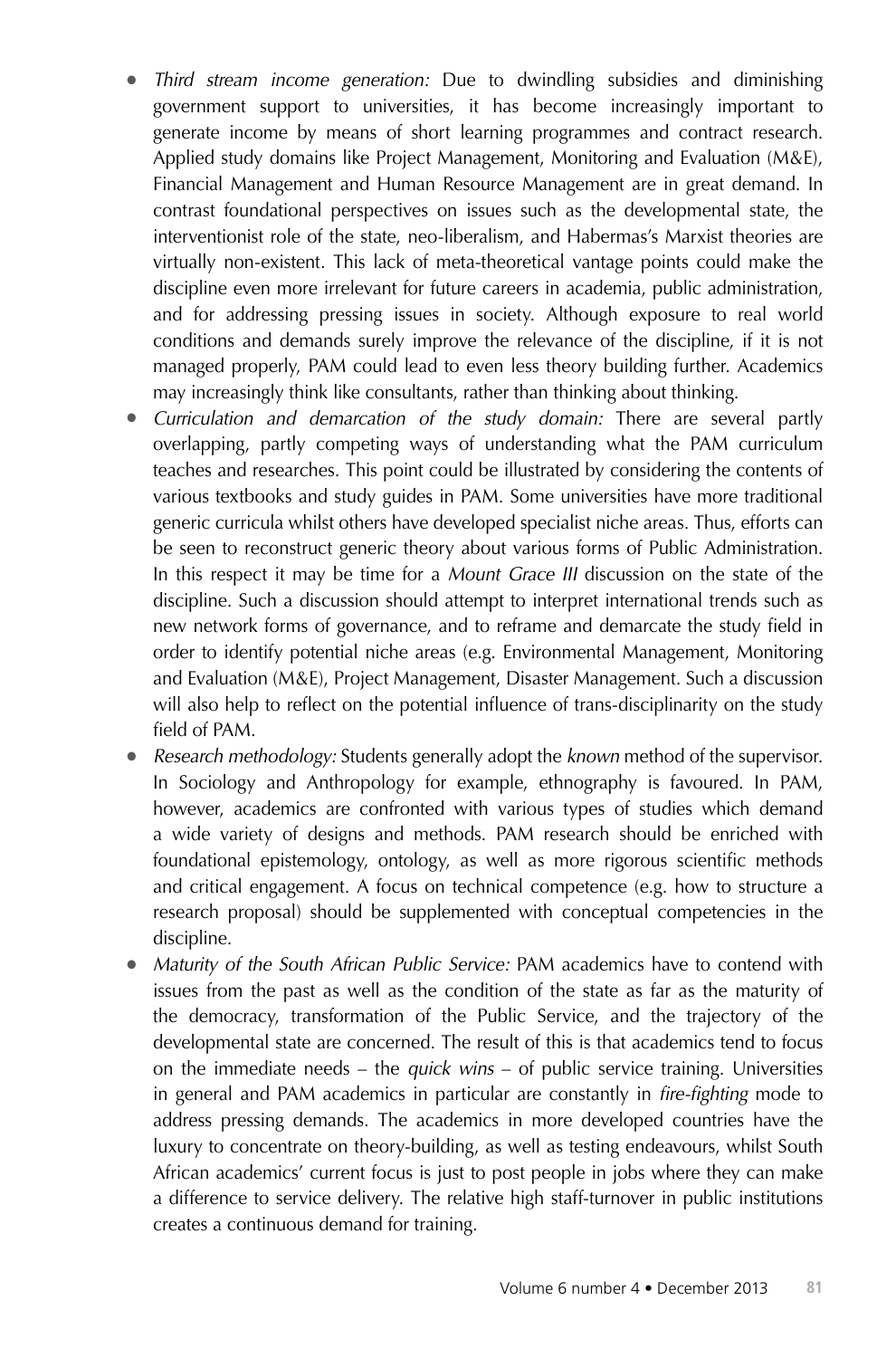- *Third stream income generation:* Due to dwindling subsidies and diminishing government support to universities, it has become increasingly important to generate income by means of short learning programmes and contract research. Applied study domains like Project Management, Monitoring and Evaluation (M&E), Financial Management and Human Resource Management are in great demand. In contrast foundational perspectives on issues such as the developmental state, the interventionist role of the state, neo-liberalism, and Habermas's Marxist theories are virtually non-existent. This lack of meta-theoretical vantage points could make the discipline even more irrelevant for future careers in academia, public administration, and for addressing pressing issues in society. Although exposure to real world conditions and demands surely improve the relevance of the discipline, if it is not managed properly, PAM could lead to even less theory building further. Academics may increasingly think like consultants, rather than thinking about thinking.
- *Curriculation and demarcation of the study domain:* There are several partly overlapping, partly competing ways of understanding what the PAM curriculum teaches and researches. This point could be illustrated by considering the contents of various textbooks and study guides in PAM. Some universities have more traditional generic curricula whilst others have developed specialist niche areas. Thus, efforts can be seen to reconstruct generic theory about various forms of Public Administration. In this respect it may be time for a *Mount Grace III* discussion on the state of the discipline. Such a discussion should attempt to interpret international trends such as new network forms of governance, and to reframe and demarcate the study field in order to identify potential niche areas (e.g. Environmental Management, Monitoring and Evaluation (M&E), Project Management, Disaster Management. Such a discussion will also help to reflect on the potential influence of trans-disciplinarity on the study field of PAM.
- *Research methodology:* Students generally adopt the *known* method of the supervisor. In Sociology and Anthropology for example, ethnography is favoured. In PAM, however, academics are confronted with various types of studies which demand a wide variety of designs and methods. PAM research should be enriched with foundational epistemology, ontology, as well as more rigorous scientific methods and critical engagement. A focus on technical competence (e.g. how to structure a research proposal) should be supplemented with conceptual competencies in the discipline.
- *Maturity of the South African Public Service:* PAM academics have to contend with issues from the past as well as the condition of the state as far as the maturity of the democracy, transformation of the Public Service, and the trajectory of the developmental state are concerned. The result of this is that academics tend to focus on the immediate needs – the *quick wins* – of public service training. Universities in general and PAM academics in particular are constantly in *fire-fighting* mode to address pressing demands. The academics in more developed countries have the luxury to concentrate on theory-building, as well as testing endeavours, whilst South African academics' current focus is just to post people in jobs where they can make a difference to service delivery. The relative high staff-turnover in public institutions creates a continuous demand for training.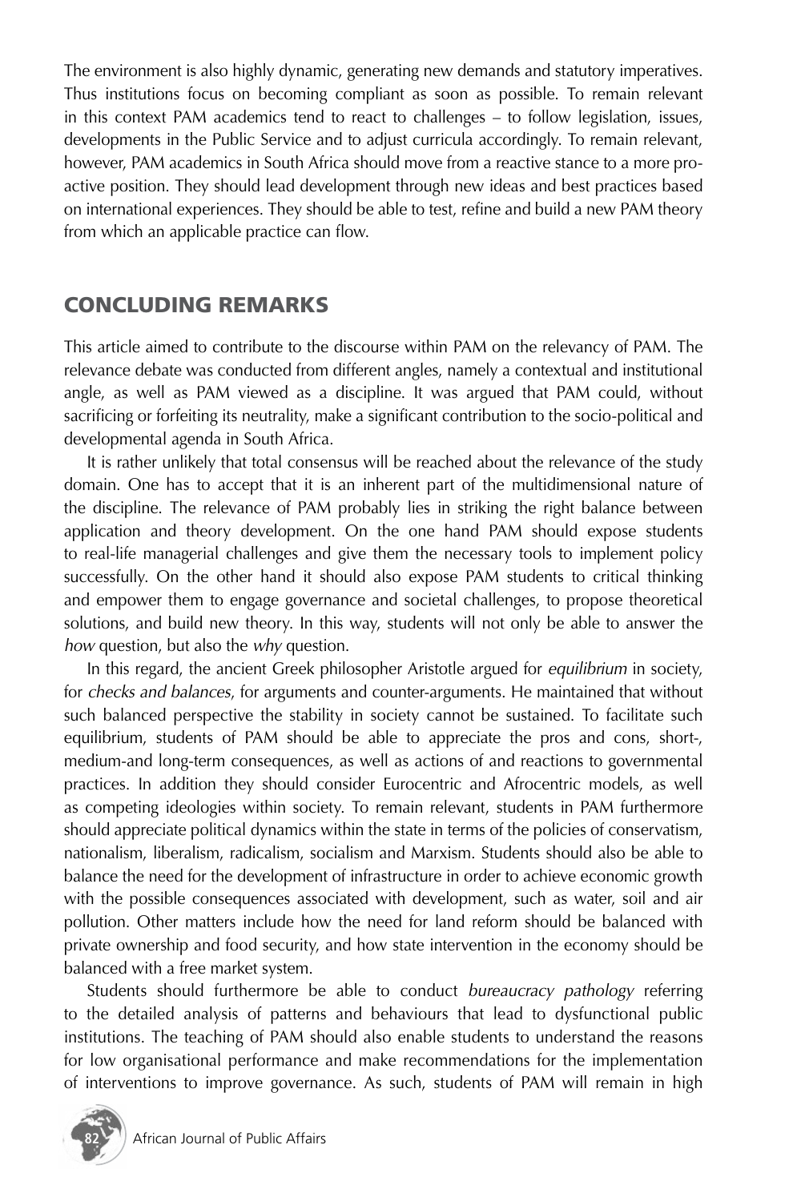The environment is also highly dynamic, generating new demands and statutory imperatives. Thus institutions focus on becoming compliant as soon as possible. To remain relevant in this context PAM academics tend to react to challenges – to follow legislation, issues, developments in the Public Service and to adjust curricula accordingly. To remain relevant, however, PAM academics in South Africa should move from a reactive stance to a more pro-active position. They should lead development through new ideas and best practices based on international experiences. They should be able to test, refine and build a new PAM theory from which an applicable practice can flow.

## CONCLUDING REMARKS

This article aimed to contribute to the discourse within PAM on the relevancy of PAM. The relevance debate was conducted from different angles, namely a contextual and institutional angle, as well as PAM viewed as a discipline. It was argued that PAM could, without sacrificing or forfeiting its neutrality, make a significant contribution to the socio-political and developmental agenda in South Africa.

It is rather unlikely that total consensus will be reached about the relevance of the study domain. One has to accept that it is an inherent part of the multidimensional nature of the discipline. The relevance of PAM probably lies in striking the right balance between application and theory development. On the one hand PAM should expose students to real-life managerial challenges and give them the necessary tools to implement policy successfully. On the other hand it should also expose PAM students to critical thinking and empower them to engage governance and societal challenges, to propose theoretical solutions, and build new theory. In this way, students will not only be able to answer the *how* question, but also the *why* question.

In this regard, the ancient Greek philosopher Aristotle argued for *equilibrium* in society, for *checks and balances*, for arguments and counter-arguments. He maintained that without such balanced perspective the stability in society cannot be sustained. To facilitate such equilibrium, students of PAM should be able to appreciate the pros and cons, short-, medium-and long-term consequences, as well as actions of and reactions to governmental practices. In addition they should consider Eurocentric and Afrocentric models, as well as competing ideologies within society. To remain relevant, students in PAM furthermore should appreciate political dynamics within the state in terms of the policies of conservatism, nationalism, liberalism, radicalism, socialism and Marxism. Students should also be able to balance the need for the development of infrastructure in order to achieve economic growth with the possible consequences associated with development, such as water, soil and air pollution. Other matters include how the need for land reform should be balanced with private ownership and food security, and how state intervention in the economy should be balanced with a free market system.

Students should furthermore be able to conduct *bureaucracy pathology* referring to the detailed analysis of patterns and behaviours that lead to dysfunctional public institutions. The teaching of PAM should also enable students to understand the reasons for low organisational performance and make recommendations for the implementation of interventions to improve governance. As such, students of PAM will remain in high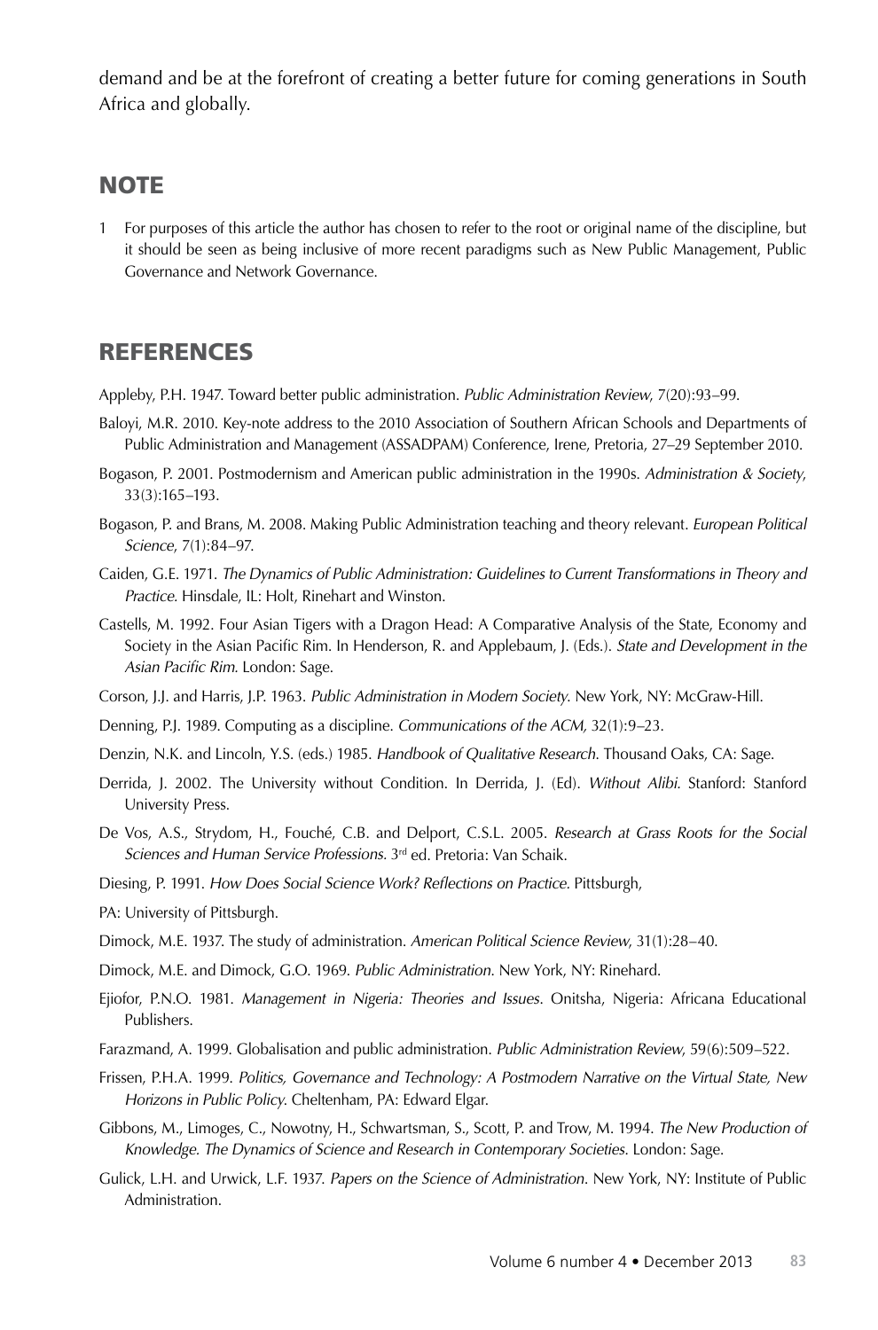demand and be at the forefront of creating a better future for coming generations in South Africa and globally.

## NOTE

1 For purposes of this article the author has chosen to refer to the root or original name of the discipline, but it should be seen as being inclusive of more recent paradigms such as New Public Management, Public Governance and Network Governance.

## REFERENCES

Appleby, P.H. 1947. Toward better public administration. *Public Administration Review*, 7(20):93–99.

Baloyi, M.R. 2010. Key-note address to the 2010 Association of Southern African Schools and Departments of Public Administration and Management (ASSADPAM) Conference, Irene, Pretoria, 27–29 September 2010.

Bogason, P. 2001. Postmodernism and American public administration in the 1990s. *Administration & Society*, 33(3):165–193.

Bogason, P. and Brans, M. 2008. Making Public Administration teaching and theory relevant. *European Political Science*, 7(1):84–97.

Caiden, G.E. 1971. *The Dynamics of Public Administration: Guidelines to Current Transformations in Theory and Practice*. Hinsdale, IL: Holt, Rinehart and Winston.

Castells, M. 1992. Four Asian Tigers with a Dragon Head: A Comparative Analysis of the State, Economy and Society in the Asian Pacific Rim. In Henderson, R. and Applebaum, J. (Eds.). *State and Development in the Asian Pacific Rim*. London: Sage.

Corson, J.J. and Harris, J.P. 1963. *Public Administration in Modern Society*. New York, NY: McGraw-Hill.

Denning, P.J. 1989. Computing as a discipline. *Communications of the ACM*, 32(1):9–23.

Denzin, N.K. and Lincoln, Y.S. (eds.) 1985. *Handbook of Qualitative Research*. Thousand Oaks, CA: Sage.

Derrida, J. 2002. The University without Condition. In Derrida, J. (Ed). *Without Alibi*. Stanford: Stanford University Press.

De Vos, A.S., Strydom, H., Fouché, C.B. and Delport, C.S.L. 2005. *Research at Grass Roots for the Social Sciences and Human Service Professions*. 3rd ed. Pretoria: Van Schaik.

Diesing, P. 1991. *How Does Social Science Work? Reflections on Practice*. Pittsburgh,

PA: University of Pittsburgh.

Dimock, M.E. 1937. The study of administration. *American Political Science Review*, 31(1):28–40.

Dimock, M.E. and Dimock, G.O. 1969. *Public Administration*. New York, NY: Rinehard.

Ejiofor, P.N.O. 1981. *Management in Nigeria: Theories and Issues*. Onitsha, Nigeria: Africana Educational Publishers.

Farazmand, A. 1999. Globalisation and public administration. *Public Administration Review*, 59(6):509–522.

Frissen, P.H.A. 1999. *Politics, Governance and Technology: A Postmodern Narrative on the Virtual State, New Horizons in Public Policy*. Cheltenham, PA: Edward Elgar.

Gibbons, M., Limoges, C., Nowotny, H., Schwartsman, S., Scott, P. and Trow, M. 1994. *The New Production of Knowledge. The Dynamics of Science and Research in Contemporary Societies*. London: Sage.

Gulick, L.H. and Urwick, L.F. 1937. *Papers on the Science of Administration*. New York, NY: Institute of Public Administration.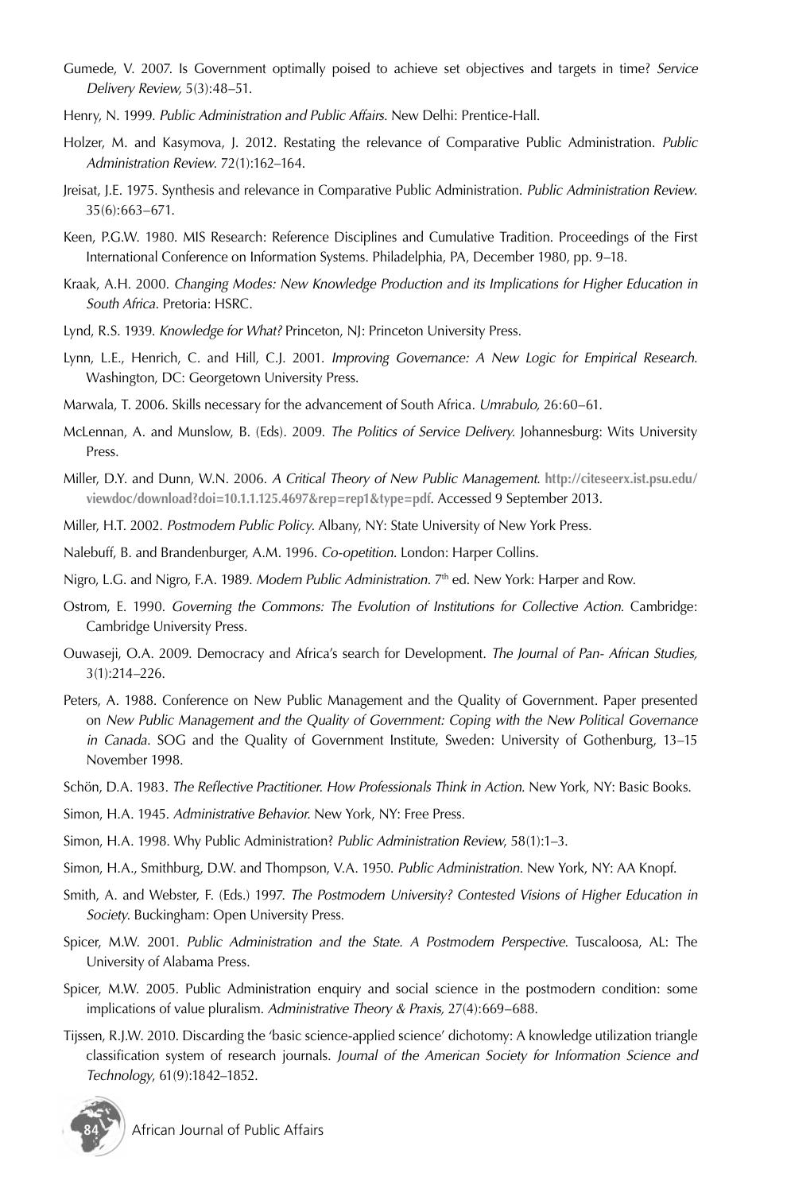Gumede, V. 2007. Is Government optimally poised to achieve set objectives and targets in time? *Service Delivery Review,* 5(3):48–51.

Henry, N. 1999. *Public Administration and Public Affairs.* New Delhi: Prentice-Hall.

Holzer, M. and Kasymova, J. 2012. Restating the relevance of Comparative Public Administration. *Public Administration Review.* 72(1):162–164.

Jreisat, J.E. 1975. Synthesis and relevance in Comparative Public Administration. *Public Administration Review.* 35(6):663–671.

Keen, P.G.W. 1980. MIS Research: Reference Disciplines and Cumulative Tradition. Proceedings of the First International Conference on Information Systems. Philadelphia, PA, December 1980, pp. 9–18.

Kraak, A.H. 2000. *Changing Modes: New Knowledge Production and its Implications for Higher Education in South Africa.* Pretoria: HSRC.

Lynd, R.S. 1939. *Knowledge for What?* Princeton, NJ: Princeton University Press.

Lynn, L.E., Henrich, C. and Hill, C.J. 2001. *Improving Governance: A New Logic for Empirical Research.* Washington, DC: Georgetown University Press.

Marwala, T. 2006. Skills necessary for the advancement of South Africa. *Umrabulo,* 26:60–61.

McLennan, A. and Munslow, B. (Eds). 2009. *The Politics of Service Delivery.* Johannesburg: Wits University Press.

Miller, D.Y. and Dunn, W.N. 2006. *A Critical Theory of New Public Management.* http://citeseerx.ist.psu.edu/viewdoc/download?doi=10.1.1.125.4697&rep=rep1&type=pdf. Accessed 9 September 2013.

Miller, H.T. 2002. *Postmodern Public Policy.* Albany, NY: State University of New York Press.

Nalebuff, B. and Brandenburger, A.M. 1996. *Co-opetition.* London: Harper Collins.

Nigro, L.G. and Nigro, F.A. 1989. *Modern Public Administration.* 7th ed. New York: Harper and Row.

Ostrom, E. 1990. *Governing the Commons: The Evolution of Institutions for Collective Action.* Cambridge: Cambridge University Press.

Ouwaseji, O.A. 2009. Democracy and Africa's search for Development. *The Journal of Pan- African Studies,* 3(1):214–226.

Peters, A. 1988. Conference on New Public Management and the Quality of Government. Paper presented on *New Public Management and the Quality of Government: Coping with the New Political Governance in Canada.* SOG and the Quality of Government Institute, Sweden: University of Gothenburg, 13–15 November 1998.

Schön, D.A. 1983. *The Reflective Practitioner. How Professionals Think in Action.* New York, NY: Basic Books.

Simon, H.A. 1945. *Administrative Behavior.* New York, NY: Free Press.

Simon, H.A. 1998. Why Public Administration? *Public Administration Review,* 58(1):1–3.

Simon, H.A., Smithburg, D.W. and Thompson, V.A. 1950. *Public Administration.* New York, NY: AA Knopf.

Smith, A. and Webster, F. (Eds.) 1997. *The Postmodern University? Contested Visions of Higher Education in Society.* Buckingham: Open University Press.

Spicer, M.W. 2001. *Public Administration and the State. A Postmodern Perspective.* Tuscaloosa, AL: The University of Alabama Press.

Spicer, M.W. 2005. Public Administration enquiry and social science in the postmodern condition: some implications of value pluralism. *Administrative Theory & Praxis,* 27(4):669–688.

Tijssen, R.J.W. 2010. Discarding the 'basic science-applied science' dichotomy: A knowledge utilization triangle classification system of research journals. *Journal of the American Society for Information Science and Technology,* 61(9):1842–1852.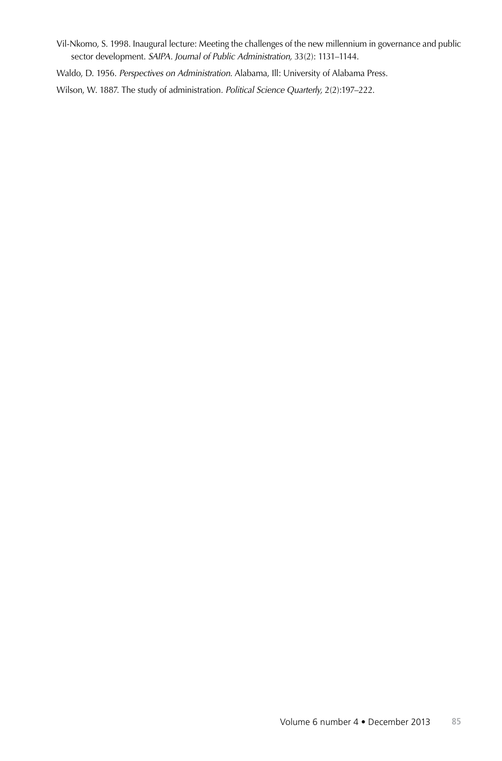Vil-Nkomo, S. 1998. Inaugural lecture: Meeting the challenges of the new millennium in governance and public sector development. *SAIPA. Journal of Public Administration,* 33(2): 1131–1144.

Waldo, D. 1956. *Perspectives on Administration.* Alabama, Ill: University of Alabama Press.

Wilson, W. 1887. The study of administration. *Political Science Quarterly,* 2(2):197–222.